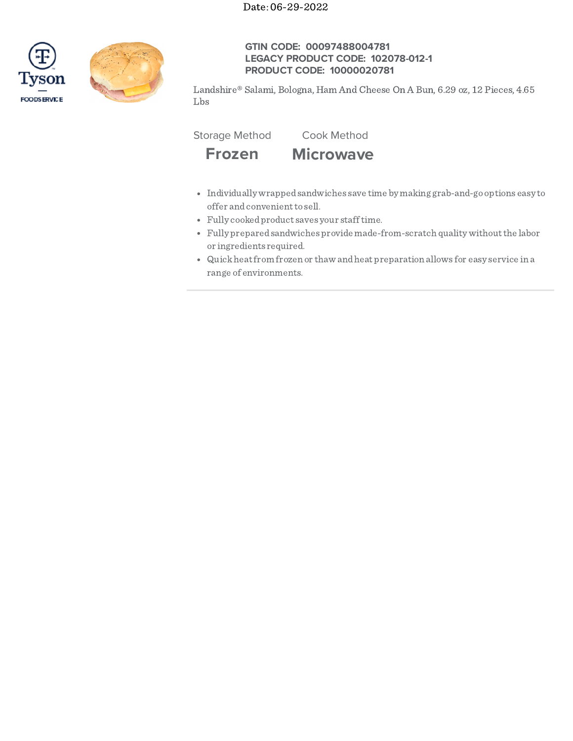Date: 06-29-2022

**GTIN CODE: 00097488004781**
**LEGACY PRODUCT CODE: 102078-012-1**
**PRODUCT CODE: 10000020781**

Landshire® Salami, Bologna, Ham And Cheese On A Bun, 6.29 oz, 12 Pieces, 4.65 Lbs

| Storage Method | Cook Method |
| --- | --- |
| **Frozen** | **Microwave** |

- Individually wrapped sandwiches save time by making grab-and-go options easy to offer and convenient to sell.
- Fully cooked product saves your staff time.
- Fully prepared sandwiches provide made-from-scratch quality without the labor or ingredients required.
- Quick heat from frozen or thaw and heat preparation allows for easy service in a range of environments.

---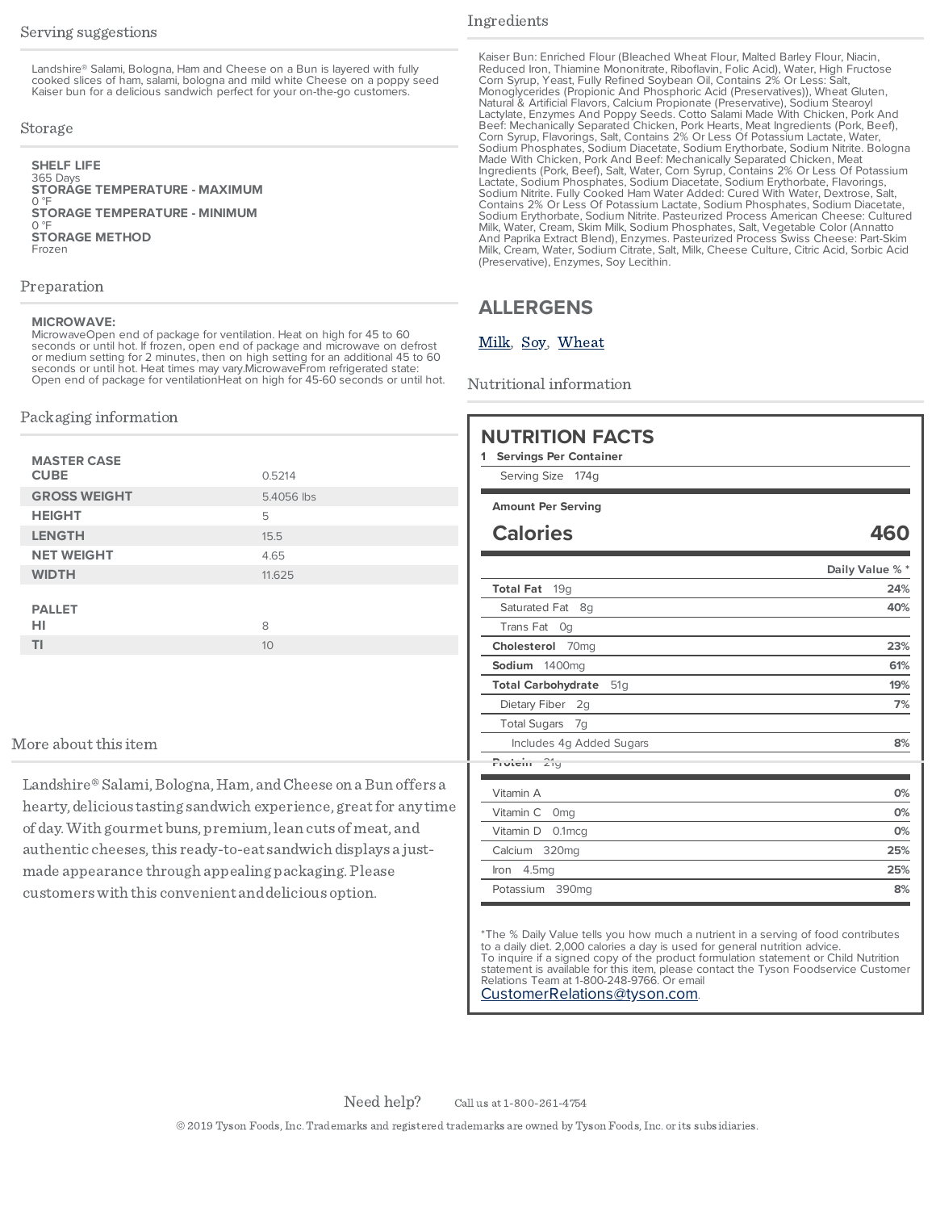## Serving suggestions

Landshire® Salami, Bologna, Ham and Cheese on a Bun is layered with fully cooked slices of ham, salami, bologna and mild white Cheese on a poppy seed Kaiser bun for a delicious sandwich perfect for your on-the-go customers.

## Storage

**SHELF LIFE**
365 Days
**STORAGE TEMPERATURE - MAXIMUM**
0 °F
**STORAGE TEMPERATURE - MINIMUM**
0 °F
**STORAGE METHOD**
Frozen

## Preparation

**MICROWAVE:**
MicrowaveOpen end of package for ventilation. Heat on high for 45 to 60 seconds or until hot. If frozen, open end of package and microwave on defrost or medium setting for 2 minutes, then on high setting for an additional 45 to 60 seconds or until hot. Heat times may vary.MicrowaveFrom refrigerated state: Open end of package for ventilationHeat on high for 45-60 seconds or until hot.

## Packaging information

| | |
|---|---|
| **MASTER CASE** | |
| **CUBE** | 0.5214 |
| **GROSS WEIGHT** | 5.4056 lbs |
| **HEIGHT** | 5 |
| **LENGTH** | 15.5 |
| **NET WEIGHT** | 4.65 |
| **WIDTH** | 11.625 |
| **PALLET** | |
| **HI** | 8 |
| **TI** | 10 |

## Ingredients

Kaiser Bun: Enriched Flour (Bleached Wheat Flour, Malted Barley Flour, Niacin, Reduced Iron, Thiamine Mononitrate, Riboflavin, Folic Acid), Water, High Fructose Corn Syrup, Yeast, Fully Refined Soybean Oil, Contains 2% Or Less: Salt, Monoglycerides (Propionic And Phosphoric Acid (Preservatives)), Wheat Gluten, Natural & Artificial Flavors, Calcium Propionate (Preservative), Sodium Stearoyl Lactylate, Enzymes And Poppy Seeds. Cotto Salami Made With Chicken, Pork And Beef: Mechanically Separated Chicken, Pork Hearts, Meat Ingredients (Pork, Beef), Corn Syrup, Flavorings, Salt, Contains 2% Or Less Of Potassium Lactate, Water, Sodium Phosphates, Sodium Diacetate, Sodium Erythorbate, Sodium Nitrite. Bologna Made With Chicken, Pork And Beef: Mechanically Separated Chicken, Meat Ingredients (Pork, Beef), Salt, Water, Corn Syrup, Contains 2% Or Less Of Potassium Lactate, Sodium Phosphates, Sodium Diacetate, Sodium Erythorbate, Flavorings, Sodium Nitrite. Fully Cooked Ham Water Added: Cured With Water, Dextrose, Salt, Contains 2% Or Less Of Potassium Lactate, Sodium Phosphates, Sodium Diacetate, Sodium Erythorbate, Sodium Nitrite. Pasteurized Process American Cheese: Cultured Milk, Water, Cream, Skim Milk, Sodium Phosphates, Salt, Vegetable Color (Annatto And Paprika Extract Blend), Enzymes. Pasteurized Process Swiss Cheese: Part-Skim Milk, Cream, Water, Sodium Citrate, Salt, Milk, Cheese Culture, Citric Acid, Sorbic Acid (Preservative), Enzymes, Soy Lecithin.

## ALLERGENS

Milk, Soy, Wheat

## Nutritional information

**NUTRITION FACTS**
**1 Servings Per Container**
Serving Size 174g

**Amount Per Serving**

| | |
|---|---|
| **Calories** | **460** |
| | **Daily Value % *** |
| **Total Fat** 19g | **24%** |
| Saturated Fat 8g | **40%** |
| Trans Fat 0g | |
| **Cholesterol** 70mg | **23%** |
| **Sodium** 1400mg | **61%** |
| **Total Carbohydrate** 51g | **19%** |
| Dietary Fiber 2g | **7%** |
| Total Sugars 7g | |
| Includes 4g Added Sugars | **8%** |
| **Protein** 21g | |
| Vitamin A | **0%** |
| Vitamin C 0mg | **0%** |
| Vitamin D 0.1mcg | **0%** |
| Calcium 320mg | **25%** |
| Iron 4.5mg | **25%** |
| Potassium 390mg | **8%** |

*The % Daily Value tells you how much a nutrient in a serving of food contributes to a daily diet. 2,000 calories a day is used for general nutrition advice.
To inquire if a signed copy of the product formulation statement or Child Nutrition statement is available for this item, please contact the Tyson Foodservice Customer Relations Team at 1-800-248-9766. Or email CustomerRelations@tyson.com.

## More about this item

Landshire® Salami, Bologna, Ham, and Cheese on a Bun offers a hearty, delicious tasting sandwich experience, great for any time of day. With gourmet buns, premium, lean cuts of meat, and authentic cheeses, this ready-to-eat sandwich displays a just-made appearance through appealing packaging. Please customers with this convenient and delicious option.

Need help? Call us at 1-800-261-4754

© 2019 Tyson Foods, Inc. Trademarks and registered trademarks are owned by Tyson Foods, Inc. or its subsidiaries.